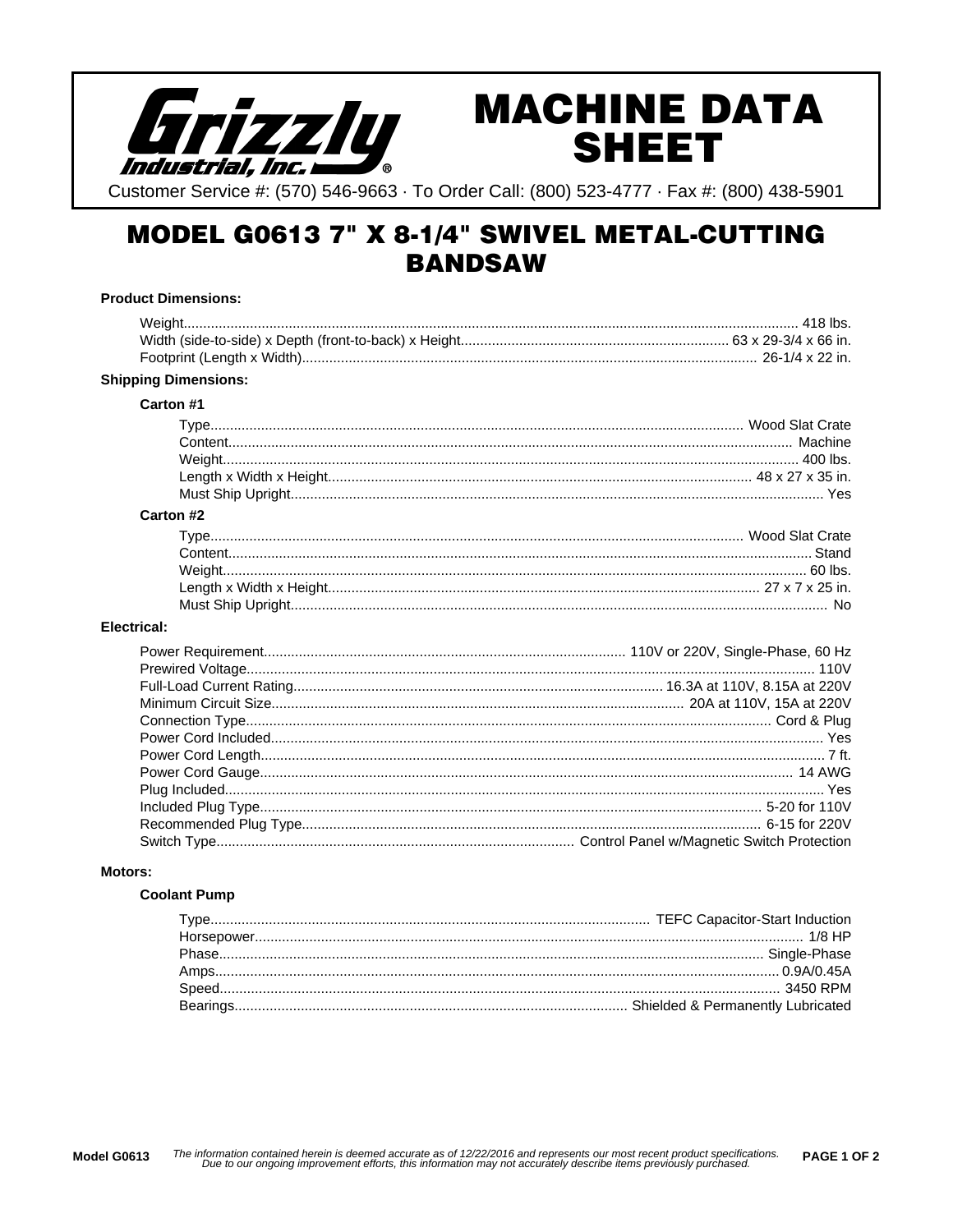# MACHINE DATA SHEET

Customer Service #: (570) 546-9663 · To Order Call: (800) 523-4777 · Fax #: (800) 438-5901

## MODEL G0613 7" X 8-1/4" SWIVEL METAL-CUTTING BANDSAW

### Product Dimensions:

- Weight: 418 lbs.
- Width (side-to-side) x Depth (front-to-back) x Height: 63 x 29-3/4 x 66 in.
- Footprint (Length x Width): 26-1/4 x 22 in.

### Shipping Dimensions:

#### Carton #1

- Type: Wood Slat Crate
- Content: Machine
- Weight: 400 lbs.
- Length x Width x Height: 48 x 27 x 35 in.
- Must Ship Upright: Yes

#### Carton #2

- Type: Wood Slat Crate
- Content: Stand
- Weight: 60 lbs.
- Length x Width x Height: 27 x 7 x 25 in.
- Must Ship Upright: No

### Electrical:

- Power Requirement: 110V or 220V, Single-Phase, 60 Hz
- Prewired Voltage: 110V
- Full-Load Current Rating: 16.3A at 110V, 8.15A at 220V
- Minimum Circuit Size: 20A at 110V, 15A at 220V
- Connection Type: Cord & Plug
- Power Cord Included: Yes
- Power Cord Length: 7 ft.
- Power Cord Gauge: 14 AWG
- Plug Included: Yes
- Included Plug Type: 5-20 for 110V
- Recommended Plug Type: 6-15 for 220V
- Switch Type: Control Panel w/Magnetic Switch Protection

### Motors:

#### Coolant Pump

- Type: TEFC Capacitor-Start Induction
- Horsepower: 1/8 HP
- Phase: Single-Phase
- Amps: 0.9A/0.45A
- Speed: 3450 RPM
- Bearings: Shielded & Permanently Lubricated

Model G0613 — *The information contained herein is deemed accurate as of 12/22/2016 and represents our most recent product specifications. Due to our ongoing improvement efforts, this information may not accurately describe items previously purchased.*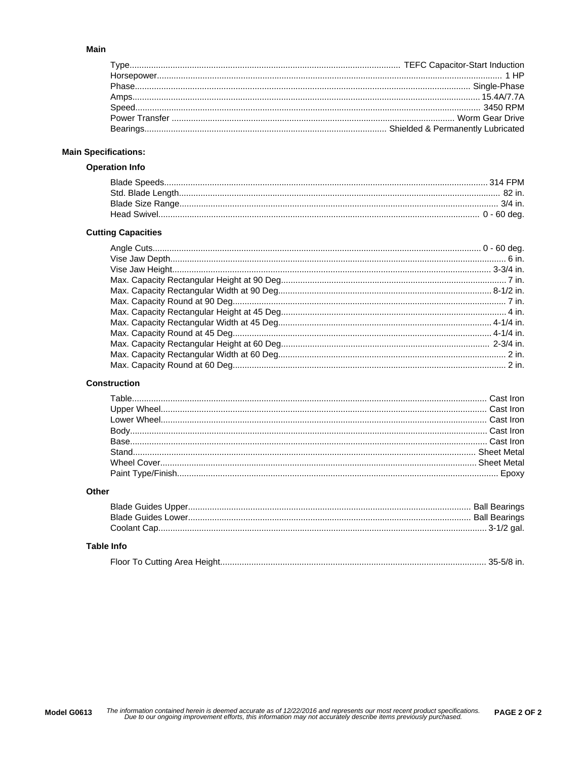### Main

- Type: TEFC Capacitor-Start Induction
- Horsepower: 1 HP
- Phase: Single-Phase
- Amps: 15.4A/7.7A
- Speed: 3450 RPM
- Power Transfer: Worm Gear Drive
- Bearings: Shielded & Permanently Lubricated

## Main Specifications:

### Operation Info

- Blade Speeds: 314 FPM
- Std. Blade Length: 82 in.
- Blade Size Range: 3/4 in.
- Head Swivel: 0 - 60 deg.

### Cutting Capacities

- Angle Cuts: 0 - 60 deg.
- Vise Jaw Depth: 6 in.
- Vise Jaw Height: 3-3/4 in.
- Max. Capacity Rectangular Height at 90 Deg: 7 in.
- Max. Capacity Rectangular Width at 90 Deg: 8-1/2 in.
- Max. Capacity Round at 90 Deg: 7 in.
- Max. Capacity Rectangular Height at 45 Deg: 4 in.
- Max. Capacity Rectangular Width at 45 Deg: 4-1/4 in.
- Max. Capacity Round at 45 Deg: 4-1/4 in.
- Max. Capacity Rectangular Height at 60 Deg: 2-3/4 in.
- Max. Capacity Rectangular Width at 60 Deg: 2 in.
- Max. Capacity Round at 60 Deg: 2 in.

### Construction

- Table: Cast Iron
- Upper Wheel: Cast Iron
- Lower Wheel: Cast Iron
- Body: Cast Iron
- Base: Cast Iron
- Stand: Sheet Metal
- Wheel Cover: Sheet Metal
- Paint Type/Finish: Epoxy

### Other

- Blade Guides Upper: Ball Bearings
- Blade Guides Lower: Ball Bearings
- Coolant Cap: 3-1/2 gal.

### Table Info

- Floor To Cutting Area Height: 35-5/8 in.

Model G0613 — *The information contained herein is deemed accurate as of 12/22/2016 and represents our most recent product specifications. Due to our ongoing improvement efforts, this information may not accurately describe items previously purchased.*